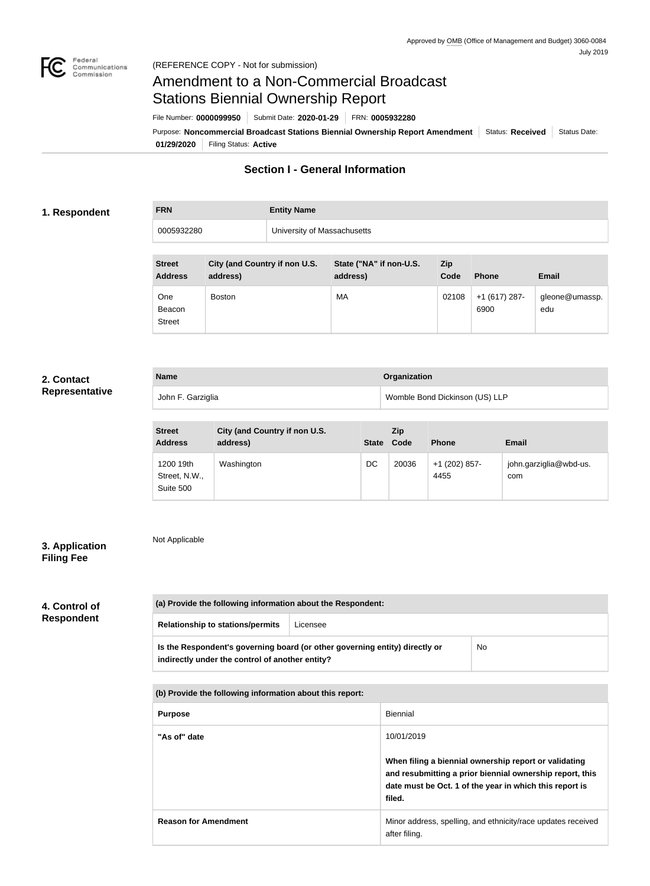Approved by OMB (Office of Management and Budget) 3060-0084
July 2019

(REFERENCE COPY - Not for submission)

# Amendment to a Non-Commercial Broadcast Stations Biennial Ownership Report

File Number: **0000099950** | Submit Date: **2020-01-29** | FRN: **0005932280**

Purpose: **Noncommercial Broadcast Stations Biennial Ownership Report Amendment** | Status: **Received** | Status Date: **01/29/2020** | Filing Status: **Active**

## Section I - General Information

### 1. Respondent

| FRN | Entity Name |
| --- | --- |
| 0005932280 | University of Massachusetts |

| Street Address | City (and Country if non U.S. address) | State ("NA" if non-U.S. address) | Zip Code | Phone | Email |
| --- | --- | --- | --- | --- | --- |
| One Beacon Street | Boston | MA | 02108 | +1 (617) 287-6900 | gleone@umassp.edu |

### 2. Contact Representative

| Name | Organization |
| --- | --- |
| John F. Garziglia | Womble Bond Dickinson (US) LLP |

| Street Address | City (and Country if non U.S. address) | State | Zip Code | Phone | Email |
| --- | --- | --- | --- | --- | --- |
| 1200 19th Street, N.W., Suite 500 | Washington | DC | 20036 | +1 (202) 857-4455 | john.garziglia@wbd-us.com |

### 3. Application Filing Fee

Not Applicable

### 4. Control of Respondent

| (a) Provide the following information about the Respondent: | |
| --- | --- |
| Relationship to stations/permits | Licensee |
| Is the Respondent's governing board (or other governing entity) directly or indirectly under the control of another entity? | No |

| (b) Provide the following information about this report: | |
| --- | --- |
| Purpose | Biennial |
| "As of" date | 10/01/2019<br><br>**When filing a biennial ownership report or validating and resubmitting a prior biennial ownership report, this date must be Oct. 1 of the year in which this report is filed.** |
| Reason for Amendment | Minor address, spelling, and ethnicity/race updates received after filing. |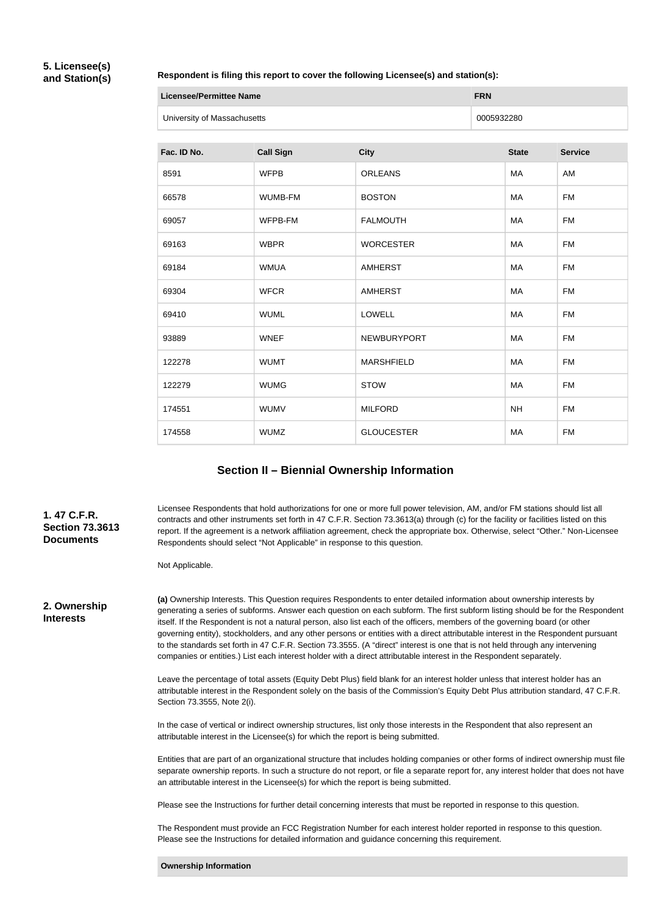**5. Licensee(s) and Station(s)**

**Respondent is filing this report to cover the following Licensee(s) and station(s):**

| Licensee/Permittee Name | FRN |
|---|---|
| University of Massachusetts | 0005932280 |

| Fac. ID No. | Call Sign | City | State | Service |
|---|---|---|---|---|
| 8591 | WFPB | ORLEANS | MA | AM |
| 66578 | WUMB-FM | BOSTON | MA | FM |
| 69057 | WFPB-FM | FALMOUTH | MA | FM |
| 69163 | WBPR | WORCESTER | MA | FM |
| 69184 | WMUA | AMHERST | MA | FM |
| 69304 | WFCR | AMHERST | MA | FM |
| 69410 | WUML | LOWELL | MA | FM |
| 93889 | WNEF | NEWBURYPORT | MA | FM |
| 122278 | WUMT | MARSHFIELD | MA | FM |
| 122279 | WUMG | STOW | MA | FM |
| 174551 | WUMV | MILFORD | NH | FM |
| 174558 | WUMZ | GLOUCESTER | MA | FM |

## Section II – Biennial Ownership Information

**1. 47 C.F.R. Section 73.3613 Documents**

Licensee Respondents that hold authorizations for one or more full power television, AM, and/or FM stations should list all contracts and other instruments set forth in 47 C.F.R. Section 73.3613(a) through (c) for the facility or facilities listed on this report. If the agreement is a network affiliation agreement, check the appropriate box. Otherwise, select "Other." Non-Licensee Respondents should select "Not Applicable" in response to this question.

Not Applicable.

**2. Ownership Interests**

**(a)** Ownership Interests. This Question requires Respondents to enter detailed information about ownership interests by generating a series of subforms. Answer each question on each subform. The first subform listing should be for the Respondent itself. If the Respondent is not a natural person, also list each of the officers, members of the governing board (or other governing entity), stockholders, and any other persons or entities with a direct attributable interest in the Respondent pursuant to the standards set forth in 47 C.F.R. Section 73.3555. (A "direct" interest is one that is not held through any intervening companies or entities.) List each interest holder with a direct attributable interest in the Respondent separately.

Leave the percentage of total assets (Equity Debt Plus) field blank for an interest holder unless that interest holder has an attributable interest in the Respondent solely on the basis of the Commission's Equity Debt Plus attribution standard, 47 C.F.R. Section 73.3555, Note 2(i).

In the case of vertical or indirect ownership structures, list only those interests in the Respondent that also represent an attributable interest in the Licensee(s) for which the report is being submitted.

Entities that are part of an organizational structure that includes holding companies or other forms of indirect ownership must file separate ownership reports. In such a structure do not report, or file a separate report for, any interest holder that does not have an attributable interest in the Licensee(s) for which the report is being submitted.

Please see the Instructions for further detail concerning interests that must be reported in response to this question.

The Respondent must provide an FCC Registration Number for each interest holder reported in response to this question. Please see the Instructions for detailed information and guidance concerning this requirement.

**Ownership Information**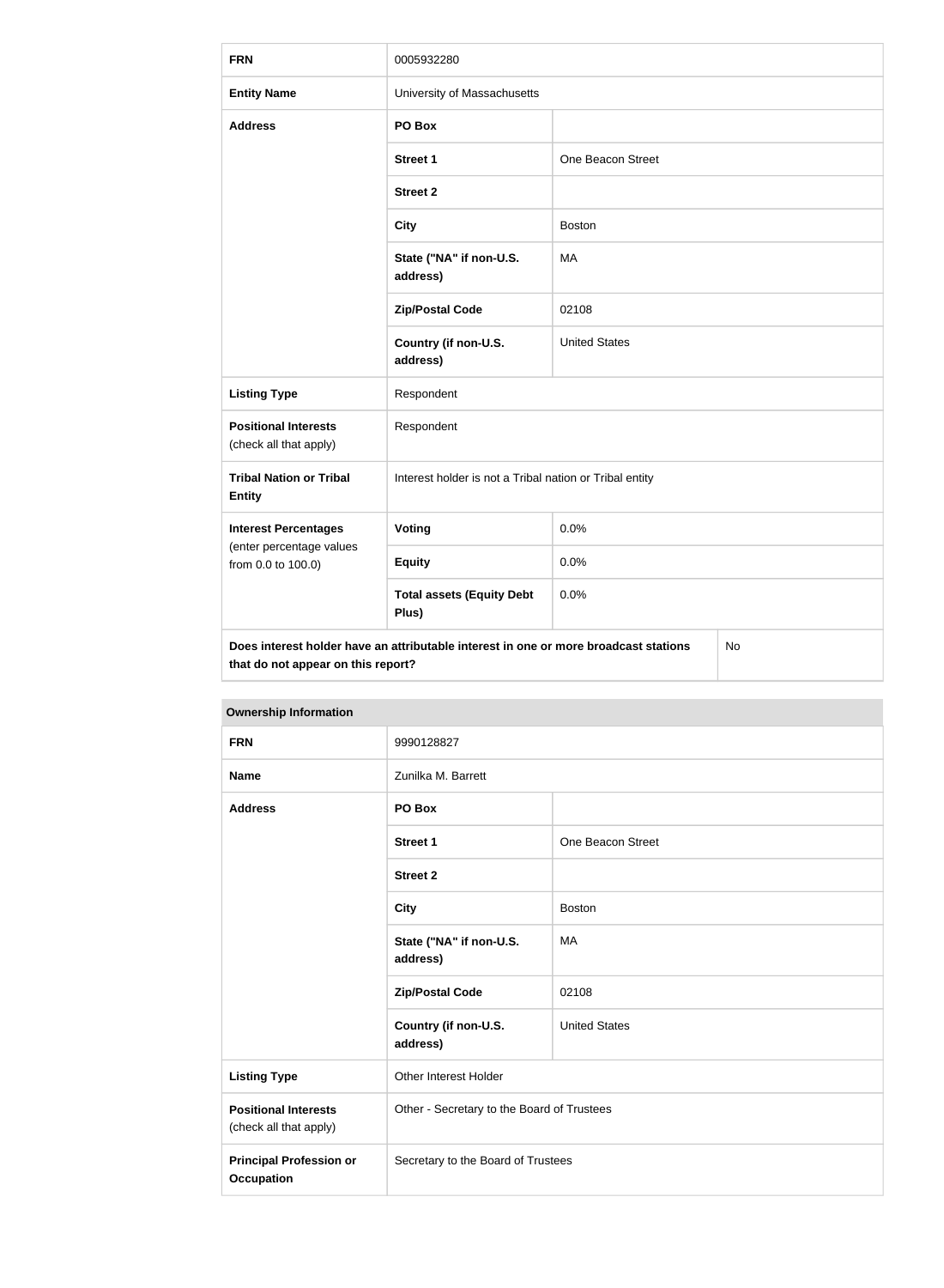| FRN | 0005932280 | |
|---|---|---|
| **Entity Name** | University of Massachusetts | |
| **Address** | **PO Box** | |
| | **Street 1** | One Beacon Street |
| | **Street 2** | |
| | **City** | Boston |
| | **State ("NA" if non-U.S. address)** | MA |
| | **Zip/Postal Code** | 02108 |
| | **Country (if non-U.S. address)** | United States |
| **Listing Type** | Respondent | |
| **Positional Interests** (check all that apply) | Respondent | |
| **Tribal Nation or Tribal Entity** | Interest holder is not a Tribal nation or Tribal entity | |
| **Interest Percentages** (enter percentage values from 0.0 to 100.0) | **Voting** | 0.0% |
| | **Equity** | 0.0% |
| | **Total assets (Equity Debt Plus)** | 0.0% |
| **Does interest holder have an attributable interest in one or more broadcast stations that do not appear on this report?** | | No |

**Ownership Information**

| FRN | 9990128827 | |
|---|---|---|
| **Name** | Zunilka M. Barrett | |
| **Address** | **PO Box** | |
| | **Street 1** | One Beacon Street |
| | **Street 2** | |
| | **City** | Boston |
| | **State ("NA" if non-U.S. address)** | MA |
| | **Zip/Postal Code** | 02108 |
| | **Country (if non-U.S. address)** | United States |
| **Listing Type** | Other Interest Holder | |
| **Positional Interests** (check all that apply) | Other - Secretary to the Board of Trustees | |
| **Principal Profession or Occupation** | Secretary to the Board of Trustees | |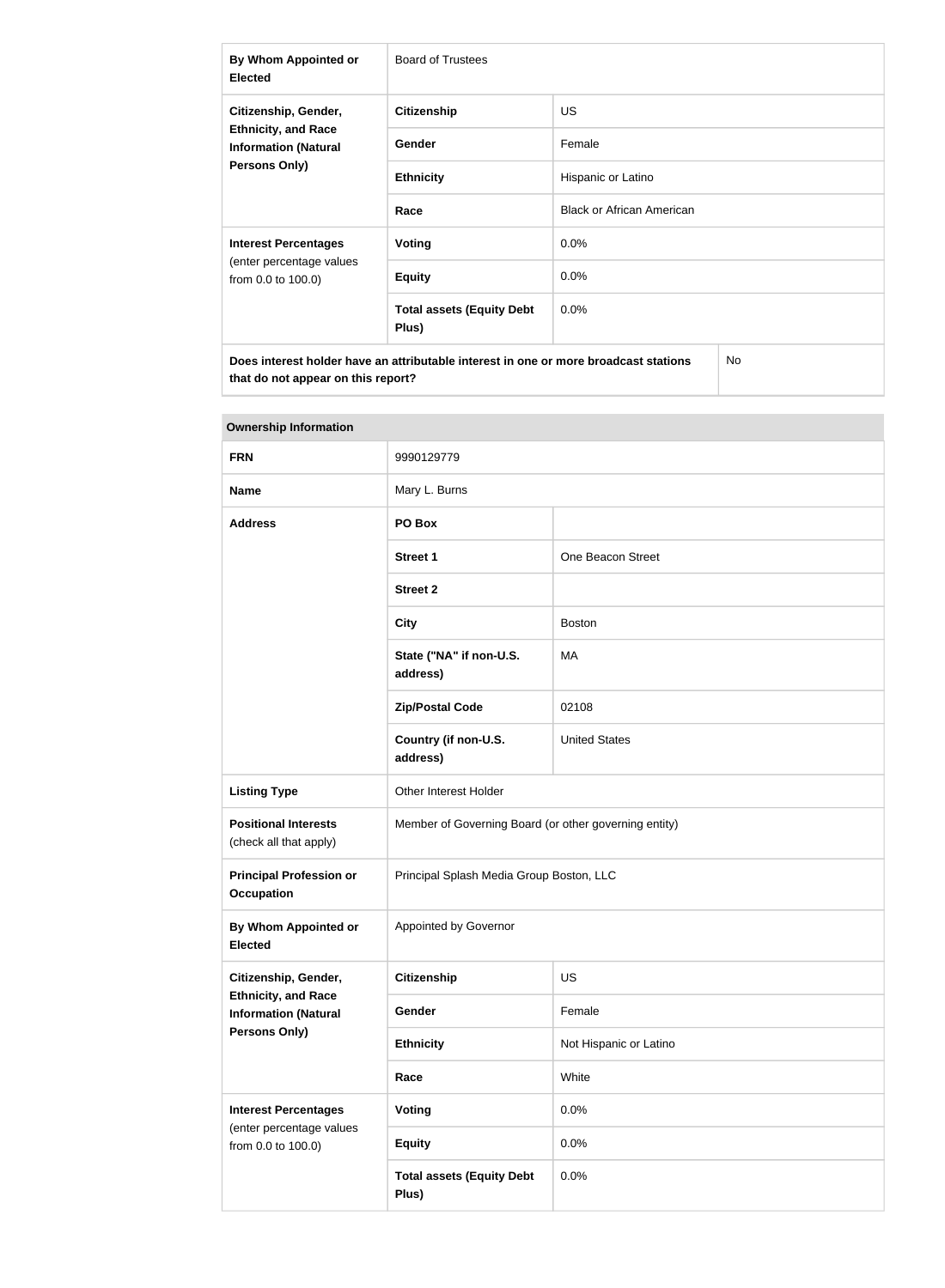| By Whom Appointed or Elected | Board of Trustees | |
|---|---|---|
| Citizenship, Gender, Ethnicity, and Race Information (Natural Persons Only) | Citizenship | US |
| | Gender | Female |
| | Ethnicity | Hispanic or Latino |
| | Race | Black or African American |
| Interest Percentages (enter percentage values from 0.0 to 100.0) | Voting | 0.0% |
| | Equity | 0.0% |
| | Total assets (Equity Debt Plus) | 0.0% |
| Does interest holder have an attributable interest in one or more broadcast stations that do not appear on this report? | | No |

| Ownership Information | | |
|---|---|---|
| FRN | 9990129779 | |
| Name | Mary L. Burns | |
| Address | PO Box | |
| | Street 1 | One Beacon Street |
| | Street 2 | |
| | City | Boston |
| | State ("NA" if non-U.S. address) | MA |
| | Zip/Postal Code | 02108 |
| | Country (if non-U.S. address) | United States |
| Listing Type | Other Interest Holder | |
| Positional Interests (check all that apply) | Member of Governing Board (or other governing entity) | |
| Principal Profession or Occupation | Principal Splash Media Group Boston, LLC | |
| By Whom Appointed or Elected | Appointed by Governor | |
| Citizenship, Gender, Ethnicity, and Race Information (Natural Persons Only) | Citizenship | US |
| | Gender | Female |
| | Ethnicity | Not Hispanic or Latino |
| | Race | White |
| Interest Percentages (enter percentage values from 0.0 to 100.0) | Voting | 0.0% |
| | Equity | 0.0% |
| | Total assets (Equity Debt Plus) | 0.0% |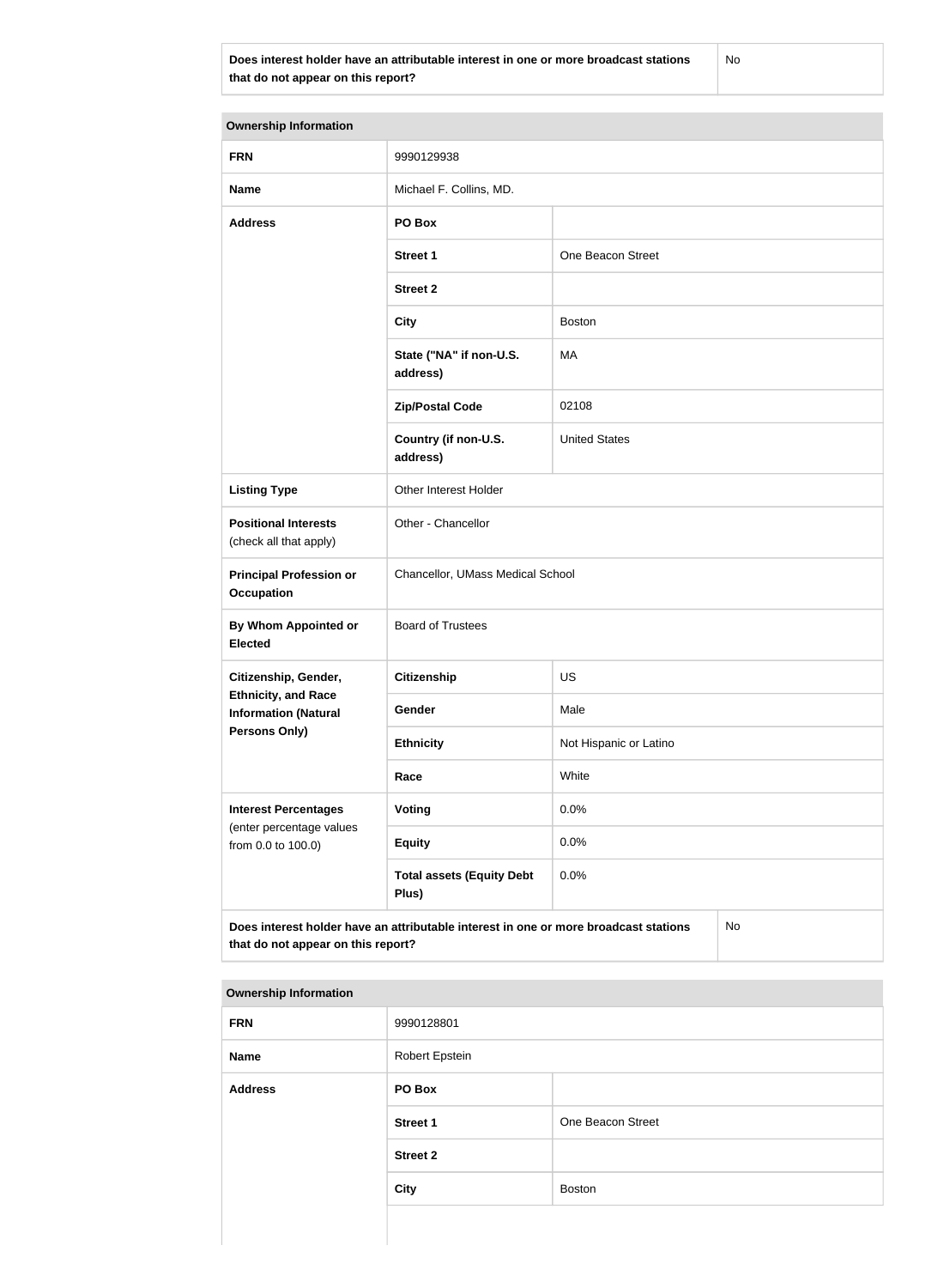| Does interest holder have an attributable interest in one or more broadcast stations that do not appear on this report? | No |
|---|---|

| Ownership Information | | |
|---|---|---|
| **FRN** | 9990129938 | |
| **Name** | Michael F. Collins, MD. | |
| **Address** | **PO Box** | |
| | **Street 1** | One Beacon Street |
| | **Street 2** | |
| | **City** | Boston |
| | **State ("NA" if non-U.S. address)** | MA |
| | **Zip/Postal Code** | 02108 |
| | **Country (if non-U.S. address)** | United States |
| **Listing Type** | Other Interest Holder | |
| **Positional Interests** (check all that apply) | Other - Chancellor | |
| **Principal Profession or Occupation** | Chancellor, UMass Medical School | |
| **By Whom Appointed or Elected** | Board of Trustees | |
| **Citizenship, Gender, Ethnicity, and Race Information (Natural Persons Only)** | **Citizenship** | US |
| | **Gender** | Male |
| | **Ethnicity** | Not Hispanic or Latino |
| | **Race** | White |
| **Interest Percentages** (enter percentage values from 0.0 to 100.0) | **Voting** | 0.0% |
| | **Equity** | 0.0% |
| | **Total assets (Equity Debt Plus)** | 0.0% |
| **Does interest holder have an attributable interest in one or more broadcast stations that do not appear on this report?** | | No |

| Ownership Information | | |
|---|---|---|
| **FRN** | 9990128801 | |
| **Name** | Robert Epstein | |
| **Address** | **PO Box** | |
| | **Street 1** | One Beacon Street |
| | **Street 2** | |
| | **City** | Boston |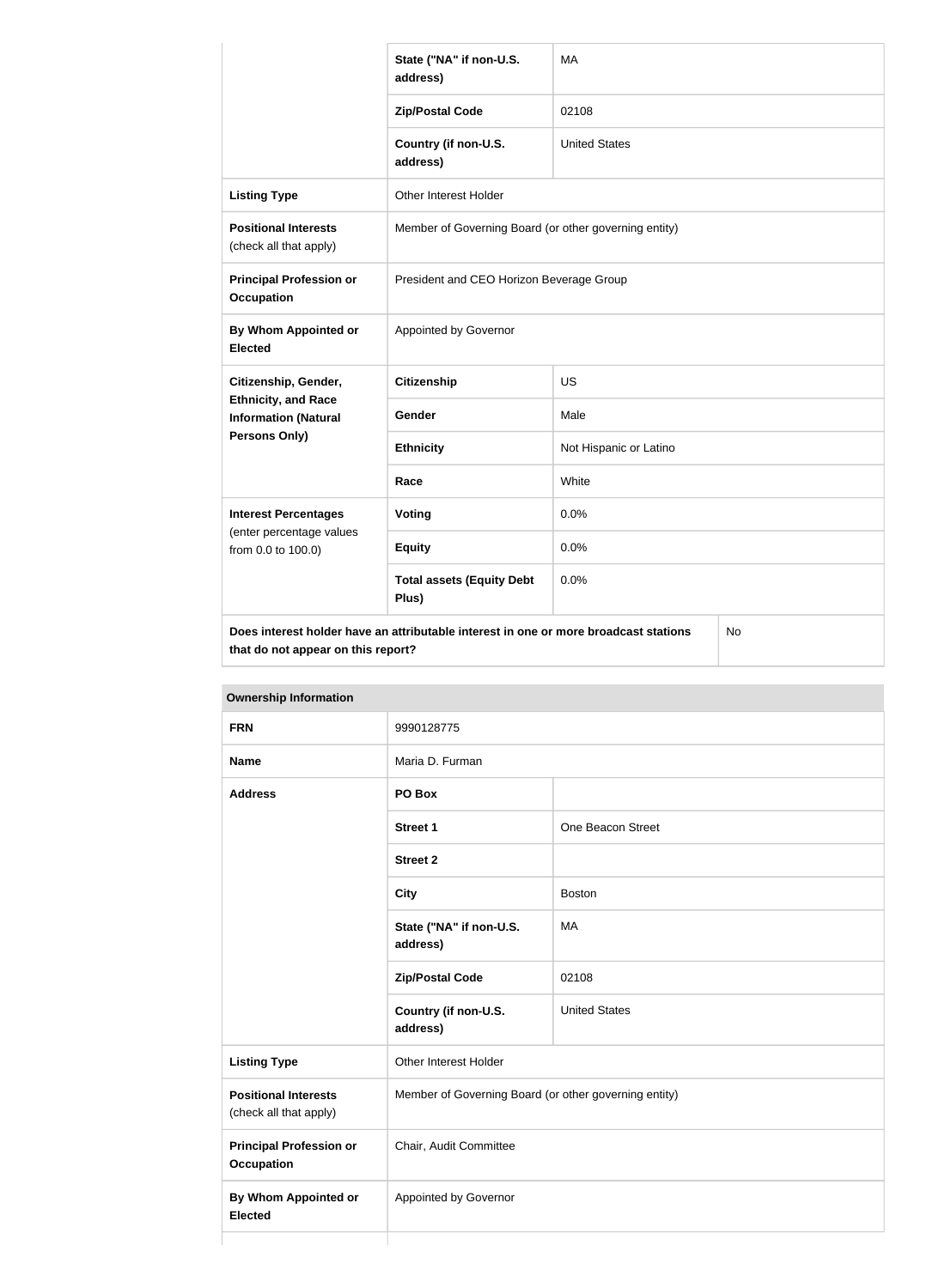| | | |
|---|---|---|
| | State ("NA" if non-U.S. address) | MA |
| | Zip/Postal Code | 02108 |
| | Country (if non-U.S. address) | United States |
| **Listing Type** | Other Interest Holder | |
| **Positional Interests** (check all that apply) | Member of Governing Board (or other governing entity) | |
| **Principal Profession or Occupation** | President and CEO Horizon Beverage Group | |
| **By Whom Appointed or Elected** | Appointed by Governor | |
| **Citizenship, Gender, Ethnicity, and Race Information (Natural Persons Only)** | **Citizenship** | US |
| | **Gender** | Male |
| | **Ethnicity** | Not Hispanic or Latino |
| | **Race** | White |
| **Interest Percentages** (enter percentage values from 0.0 to 100.0) | **Voting** | 0.0% |
| | **Equity** | 0.0% |
| | **Total assets (Equity Debt Plus)** | 0.0% |
| **Does interest holder have an attributable interest in one or more broadcast stations that do not appear on this report?** | | No |

| **Ownership Information** | | |
|---|---|---|
| **FRN** | 9990128775 | |
| **Name** | Maria D. Furman | |
| **Address** | **PO Box** | |
| | **Street 1** | One Beacon Street |
| | **Street 2** | |
| | **City** | Boston |
| | **State ("NA" if non-U.S. address)** | MA |
| | **Zip/Postal Code** | 02108 |
| | **Country (if non-U.S. address)** | United States |
| **Listing Type** | Other Interest Holder | |
| **Positional Interests** (check all that apply) | Member of Governing Board (or other governing entity) | |
| **Principal Profession or Occupation** | Chair, Audit Committee | |
| **By Whom Appointed or Elected** | Appointed by Governor | |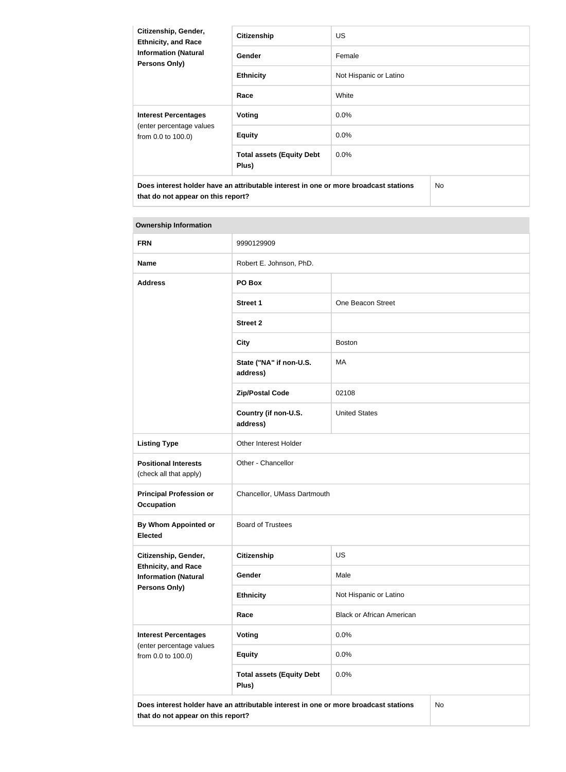| Citizenship, Gender, Ethnicity, and Race Information (Natural Persons Only) | Citizenship | US |
| --- | --- | --- |
| | Gender | Female |
| | Ethnicity | Not Hispanic or Latino |
| | Race | White |
| **Interest Percentages** (enter percentage values from 0.0 to 100.0) | Voting | 0.0% |
| | Equity | 0.0% |
| | Total assets (Equity Debt Plus) | 0.0% |
| **Does interest holder have an attributable interest in one or more broadcast stations that do not appear on this report?** | | No |

| Ownership Information | | |
| --- | --- | --- |
| **FRN** | 9990129909 | |
| **Name** | Robert E. Johnson, PhD. | |
| **Address** | PO Box | |
| | Street 1 | One Beacon Street |
| | Street 2 | |
| | City | Boston |
| | State ("NA" if non-U.S. address) | MA |
| | Zip/Postal Code | 02108 |
| | Country (if non-U.S. address) | United States |
| **Listing Type** | Other Interest Holder | |
| **Positional Interests** (check all that apply) | Other - Chancellor | |
| **Principal Profession or Occupation** | Chancellor, UMass Dartmouth | |
| **By Whom Appointed or Elected** | Board of Trustees | |
| **Citizenship, Gender, Ethnicity, and Race Information (Natural Persons Only)** | Citizenship | US |
| | Gender | Male |
| | Ethnicity | Not Hispanic or Latino |
| | Race | Black or African American |
| **Interest Percentages** (enter percentage values from 0.0 to 100.0) | Voting | 0.0% |
| | Equity | 0.0% |
| | Total assets (Equity Debt Plus) | 0.0% |
| **Does interest holder have an attributable interest in one or more broadcast stations that do not appear on this report?** | | No |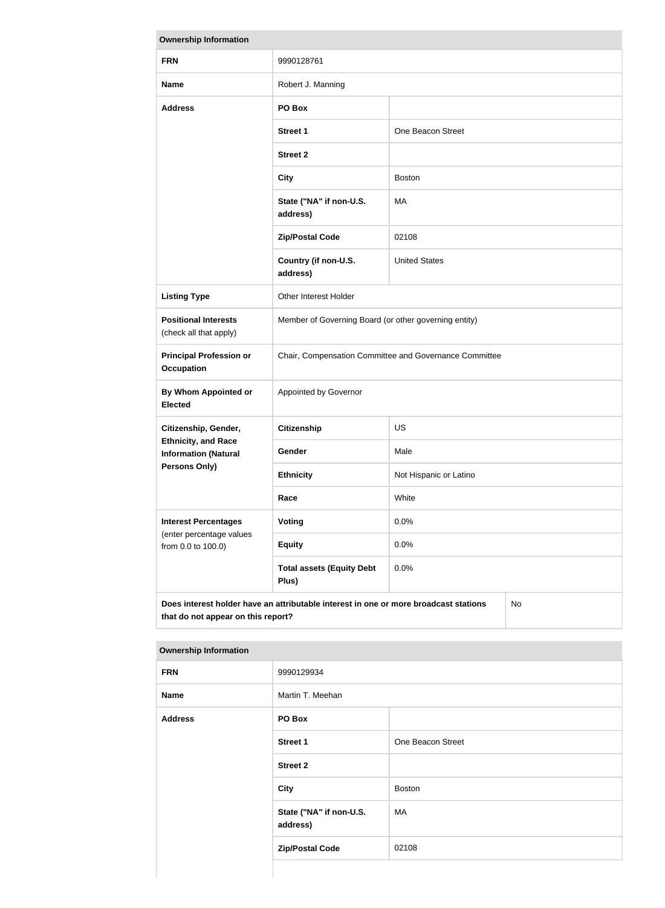| Ownership Information | | |
|---|---|---|
| **FRN** | 9990128761 | |
| **Name** | Robert J. Manning | |
| **Address** | **PO Box** | |
| | **Street 1** | One Beacon Street |
| | **Street 2** | |
| | **City** | Boston |
| | **State ("NA" if non-U.S. address)** | MA |
| | **Zip/Postal Code** | 02108 |
| | **Country (if non-U.S. address)** | United States |
| **Listing Type** | Other Interest Holder | |
| **Positional Interests** (check all that apply) | Member of Governing Board (or other governing entity) | |
| **Principal Profession or Occupation** | Chair, Compensation Committee and Governance Committee | |
| **By Whom Appointed or Elected** | Appointed by Governor | |
| **Citizenship, Gender, Ethnicity, and Race Information (Natural Persons Only)** | **Citizenship** | US |
| | **Gender** | Male |
| | **Ethnicity** | Not Hispanic or Latino |
| | **Race** | White |
| **Interest Percentages** (enter percentage values from 0.0 to 100.0) | **Voting** | 0.0% |
| | **Equity** | 0.0% |
| | **Total assets (Equity Debt Plus)** | 0.0% |
| **Does interest holder have an attributable interest in one or more broadcast stations that do not appear on this report?** | | No |

| Ownership Information | | |
|---|---|---|
| **FRN** | 9990129934 | |
| **Name** | Martin T. Meehan | |
| **Address** | **PO Box** | |
| | **Street 1** | One Beacon Street |
| | **Street 2** | |
| | **City** | Boston |
| | **State ("NA" if non-U.S. address)** | MA |
| | **Zip/Postal Code** | 02108 |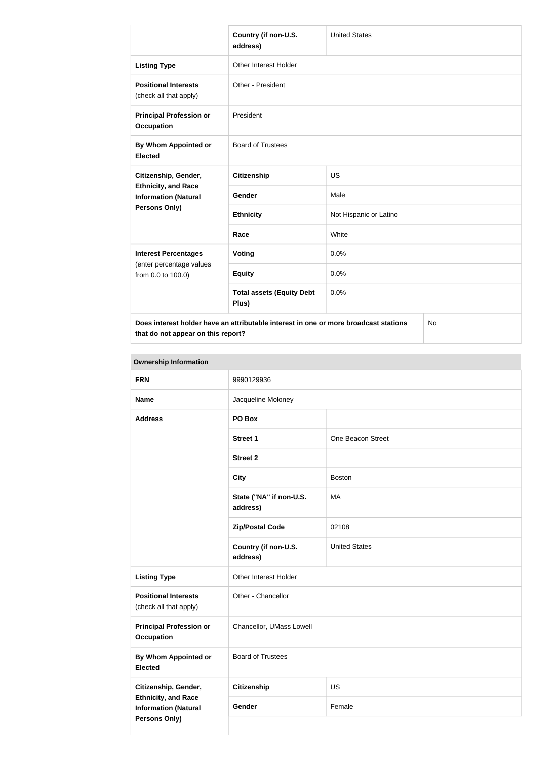| | | |
|---|---|---|
| | **Country (if non-U.S. address)** | United States |
| **Listing Type** | Other Interest Holder | |
| **Positional Interests** (check all that apply) | Other - President | |
| **Principal Profession or Occupation** | President | |
| **By Whom Appointed or Elected** | Board of Trustees | |
| **Citizenship, Gender, Ethnicity, and Race Information (Natural Persons Only)** | **Citizenship** | US |
| | **Gender** | Male |
| | **Ethnicity** | Not Hispanic or Latino |
| | **Race** | White |
| **Interest Percentages** (enter percentage values from 0.0 to 100.0) | **Voting** | 0.0% |
| | **Equity** | 0.0% |
| | **Total assets (Equity Debt Plus)** | 0.0% |
| **Does interest holder have an attributable interest in one or more broadcast stations that do not appear on this report?** | | No |

| **Ownership Information** | | |
|---|---|---|
| **FRN** | 9990129936 | |
| **Name** | Jacqueline Moloney | |
| **Address** | **PO Box** | |
| | **Street 1** | One Beacon Street |
| | **Street 2** | |
| | **City** | Boston |
| | **State ("NA" if non-U.S. address)** | MA |
| | **Zip/Postal Code** | 02108 |
| | **Country (if non-U.S. address)** | United States |
| **Listing Type** | Other Interest Holder | |
| **Positional Interests** (check all that apply) | Other - Chancellor | |
| **Principal Profession or Occupation** | Chancellor, UMass Lowell | |
| **By Whom Appointed or Elected** | Board of Trustees | |
| **Citizenship, Gender, Ethnicity, and Race Information (Natural Persons Only)** | **Citizenship** | US |
| | **Gender** | Female |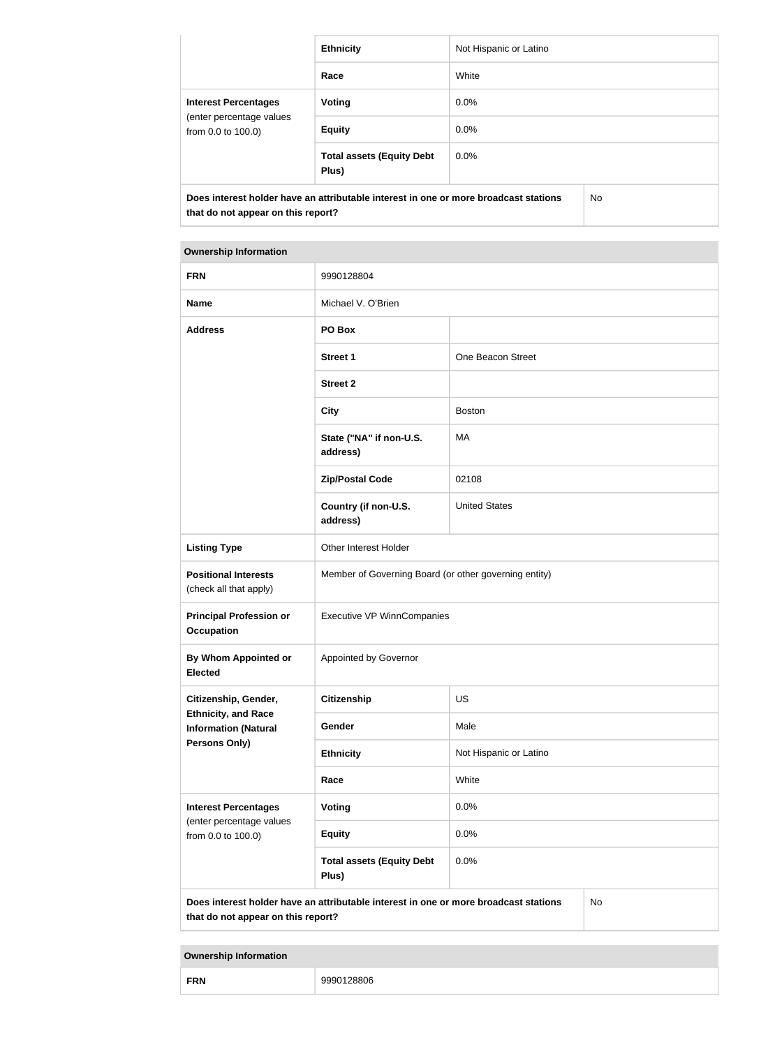| | | |
|---|---|---|
| | **Ethnicity** | Not Hispanic or Latino |
| | **Race** | White |
| **Interest Percentages** (enter percentage values from 0.0 to 100.0) | **Voting** | 0.0% |
| | **Equity** | 0.0% |
| | **Total assets (Equity Debt Plus)** | 0.0% |
| **Does interest holder have an attributable interest in one or more broadcast stations that do not appear on this report?** | | No |

| **Ownership Information** | | |
|---|---|---|
| **FRN** | 9990128804 | |
| **Name** | Michael V. O'Brien | |
| **Address** | **PO Box** | |
| | **Street 1** | One Beacon Street |
| | **Street 2** | |
| | **City** | Boston |
| | **State ("NA" if non-U.S. address)** | MA |
| | **Zip/Postal Code** | 02108 |
| | **Country (if non-U.S. address)** | United States |
| **Listing Type** | Other Interest Holder | |
| **Positional Interests** (check all that apply) | Member of Governing Board (or other governing entity) | |
| **Principal Profession or Occupation** | Executive VP WinnCompanies | |
| **By Whom Appointed or Elected** | Appointed by Governor | |
| **Citizenship, Gender, Ethnicity, and Race Information (Natural Persons Only)** | **Citizenship** | US |
| | **Gender** | Male |
| | **Ethnicity** | Not Hispanic or Latino |
| | **Race** | White |
| **Interest Percentages** (enter percentage values from 0.0 to 100.0) | **Voting** | 0.0% |
| | **Equity** | 0.0% |
| | **Total assets (Equity Debt Plus)** | 0.0% |
| **Does interest holder have an attributable interest in one or more broadcast stations that do not appear on this report?** | | No |

| **Ownership Information** | |
|---|---|
| **FRN** | 9990128806 |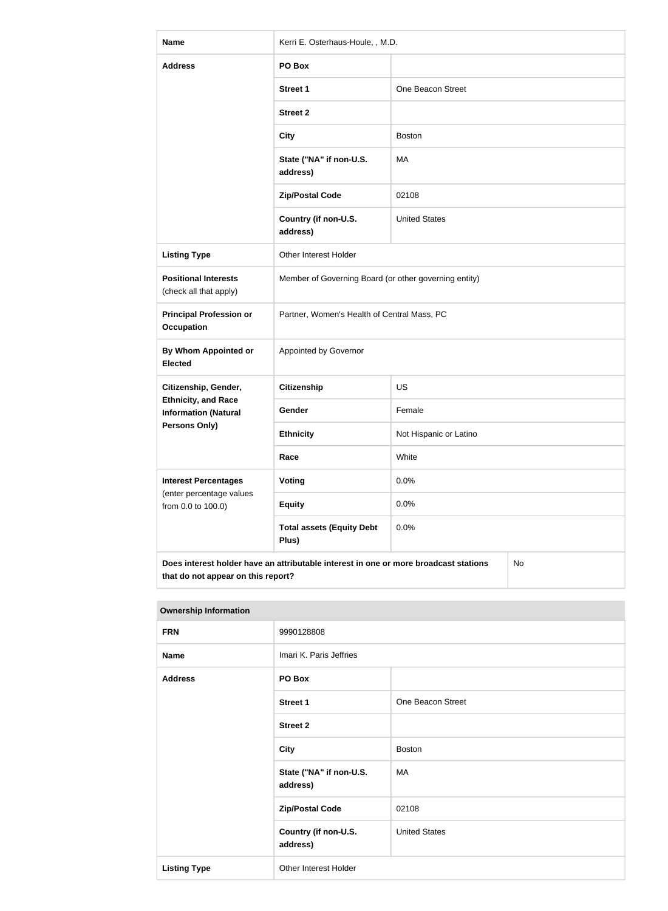| Name | Kerri E. Osterhaus-Houle, , M.D. | |
|---|---|---|
| Address | PO Box | |
| | Street 1 | One Beacon Street |
| | Street 2 | |
| | City | Boston |
| | State ("NA" if non-U.S. address) | MA |
| | Zip/Postal Code | 02108 |
| | Country (if non-U.S. address) | United States |
| Listing Type | Other Interest Holder | |
| Positional Interests (check all that apply) | Member of Governing Board (or other governing entity) | |
| Principal Profession or Occupation | Partner, Women's Health of Central Mass, PC | |
| By Whom Appointed or Elected | Appointed by Governor | |
| Citizenship, Gender, Ethnicity, and Race Information (Natural Persons Only) | Citizenship | US |
| | Gender | Female |
| | Ethnicity | Not Hispanic or Latino |
| | Race | White |
| Interest Percentages (enter percentage values from 0.0 to 100.0) | Voting | 0.0% |
| | Equity | 0.0% |
| | Total assets (Equity Debt Plus) | 0.0% |
| Does interest holder have an attributable interest in one or more broadcast stations that do not appear on this report? | | No |

| Ownership Information | | |
|---|---|---|
| FRN | 9990128808 | |
| Name | Imari K. Paris Jeffries | |
| Address | PO Box | |
| | Street 1 | One Beacon Street |
| | Street 2 | |
| | City | Boston |
| | State ("NA" if non-U.S. address) | MA |
| | Zip/Postal Code | 02108 |
| | Country (if non-U.S. address) | United States |
| Listing Type | Other Interest Holder | |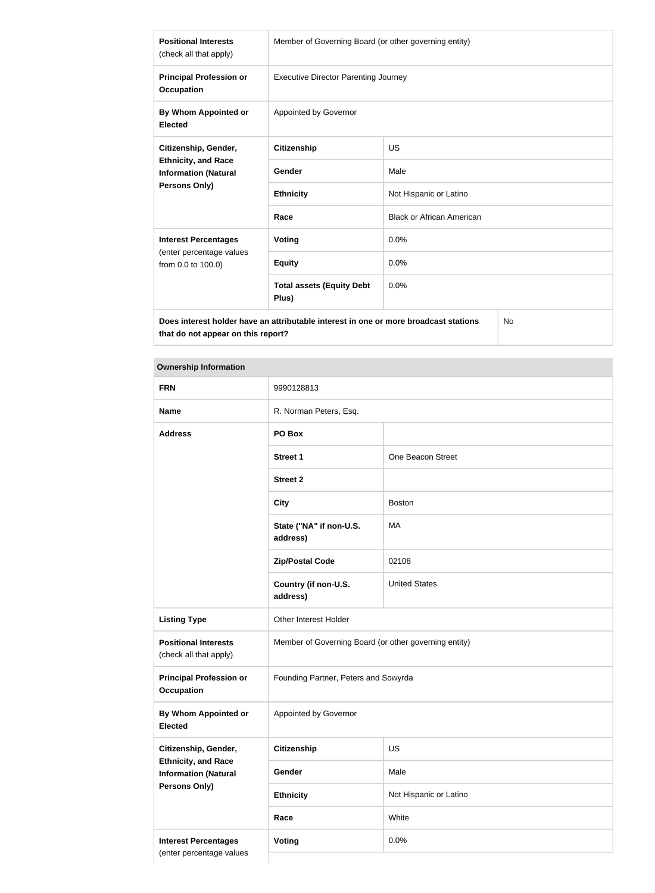| | | |
|---|---|---|
| **Positional Interests** (check all that apply) | Member of Governing Board (or other governing entity) | |
| **Principal Profession or Occupation** | Executive Director Parenting Journey | |
| **By Whom Appointed or Elected** | Appointed by Governor | |
| **Citizenship, Gender, Ethnicity, and Race Information (Natural Persons Only)** | **Citizenship** | US |
| | **Gender** | Male |
| | **Ethnicity** | Not Hispanic or Latino |
| | **Race** | Black or African American |
| **Interest Percentages** (enter percentage values from 0.0 to 100.0) | **Voting** | 0.0% |
| | **Equity** | 0.0% |
| | **Total assets (Equity Debt Plus)** | 0.0% |
| **Does interest holder have an attributable interest in one or more broadcast stations that do not appear on this report?** | | No |

| **Ownership Information** | | |
|---|---|---|
| **FRN** | 9990128813 | |
| **Name** | R. Norman Peters, Esq. | |
| **Address** | **PO Box** | |
| | **Street 1** | One Beacon Street |
| | **Street 2** | |
| | **City** | Boston |
| | **State ("NA" if non-U.S. address)** | MA |
| | **Zip/Postal Code** | 02108 |
| | **Country (if non-U.S. address)** | United States |
| **Listing Type** | Other Interest Holder | |
| **Positional Interests** (check all that apply) | Member of Governing Board (or other governing entity) | |
| **Principal Profession or Occupation** | Founding Partner, Peters and Sowyrda | |
| **By Whom Appointed or Elected** | Appointed by Governor | |
| **Citizenship, Gender, Ethnicity, and Race Information (Natural Persons Only)** | **Citizenship** | US |
| | **Gender** | Male |
| | **Ethnicity** | Not Hispanic or Latino |
| | **Race** | White |
| **Interest Percentages** (enter percentage values | **Voting** | 0.0% |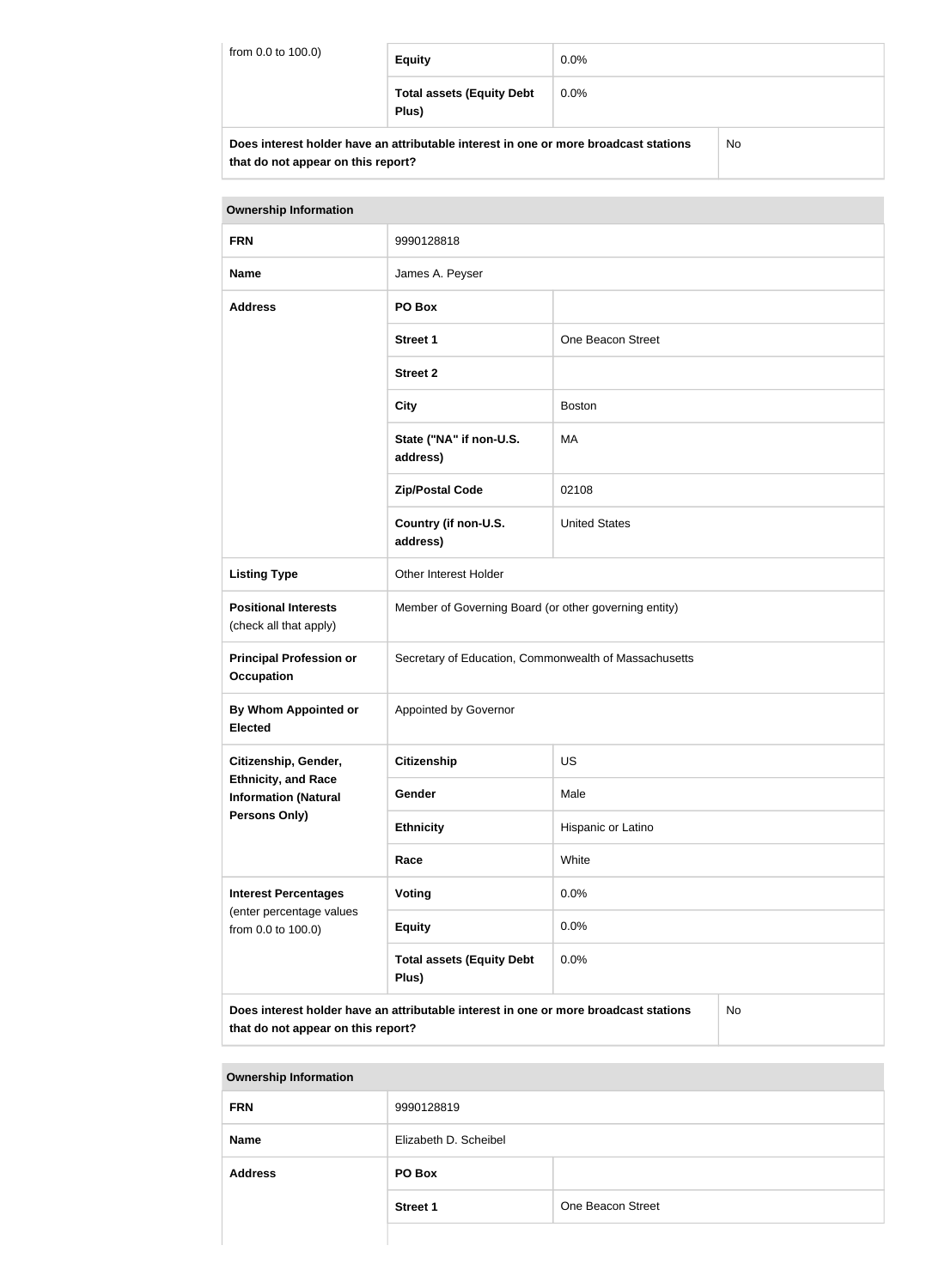| from 0.0 to 100.0) | Equity | 0.0% |
|---|---|---|
| | Total assets (Equity Debt Plus) | 0.0% |
| Does interest holder have an attributable interest in one or more broadcast stations that do not appear on this report? | | No |

| Ownership Information | | |
|---|---|---|
| FRN | 9990128818 | |
| Name | James A. Peyser | |
| Address | PO Box | |
| | Street 1 | One Beacon Street |
| | Street 2 | |
| | City | Boston |
| | State ("NA" if non-U.S. address) | MA |
| | Zip/Postal Code | 02108 |
| | Country (if non-U.S. address) | United States |
| Listing Type | Other Interest Holder | |
| Positional Interests (check all that apply) | Member of Governing Board (or other governing entity) | |
| Principal Profession or Occupation | Secretary of Education, Commonwealth of Massachusetts | |
| By Whom Appointed or Elected | Appointed by Governor | |
| Citizenship, Gender, Ethnicity, and Race Information (Natural Persons Only) | Citizenship | US |
| | Gender | Male |
| | Ethnicity | Hispanic or Latino |
| | Race | White |
| Interest Percentages (enter percentage values from 0.0 to 100.0) | Voting | 0.0% |
| | Equity | 0.0% |
| | Total assets (Equity Debt Plus) | 0.0% |
| Does interest holder have an attributable interest in one or more broadcast stations that do not appear on this report? | | No |

| Ownership Information | | |
|---|---|---|
| FRN | 9990128819 | |
| Name | Elizabeth D. Scheibel | |
| Address | PO Box | |
| | Street 1 | One Beacon Street |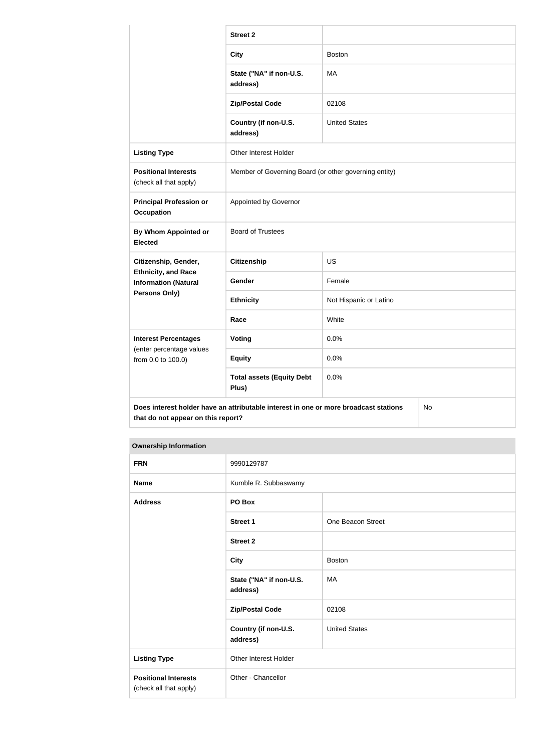| | | |
|---|---|---|
| | **Street 2** | |
| | **City** | Boston |
| | **State ("NA" if non-U.S. address)** | MA |
| | **Zip/Postal Code** | 02108 |
| | **Country (if non-U.S. address)** | United States |
| **Listing Type** | Other Interest Holder | |
| **Positional Interests** (check all that apply) | Member of Governing Board (or other governing entity) | |
| **Principal Profession or Occupation** | Appointed by Governor | |
| **By Whom Appointed or Elected** | Board of Trustees | |
| **Citizenship, Gender, Ethnicity, and Race Information (Natural Persons Only)** | **Citizenship** | US |
| | **Gender** | Female |
| | **Ethnicity** | Not Hispanic or Latino |
| | **Race** | White |
| **Interest Percentages** (enter percentage values from 0.0 to 100.0) | **Voting** | 0.0% |
| | **Equity** | 0.0% |
| | **Total assets (Equity Debt Plus)** | 0.0% |
| **Does interest holder have an attributable interest in one or more broadcast stations that do not appear on this report?** | | No |

| **Ownership Information** | | |
|---|---|---|
| **FRN** | 9990129787 | |
| **Name** | Kumble R. Subbaswamy | |
| **Address** | **PO Box** | |
| | **Street 1** | One Beacon Street |
| | **Street 2** | |
| | **City** | Boston |
| | **State ("NA" if non-U.S. address)** | MA |
| | **Zip/Postal Code** | 02108 |
| | **Country (if non-U.S. address)** | United States |
| **Listing Type** | Other Interest Holder | |
| **Positional Interests** (check all that apply) | Other - Chancellor | |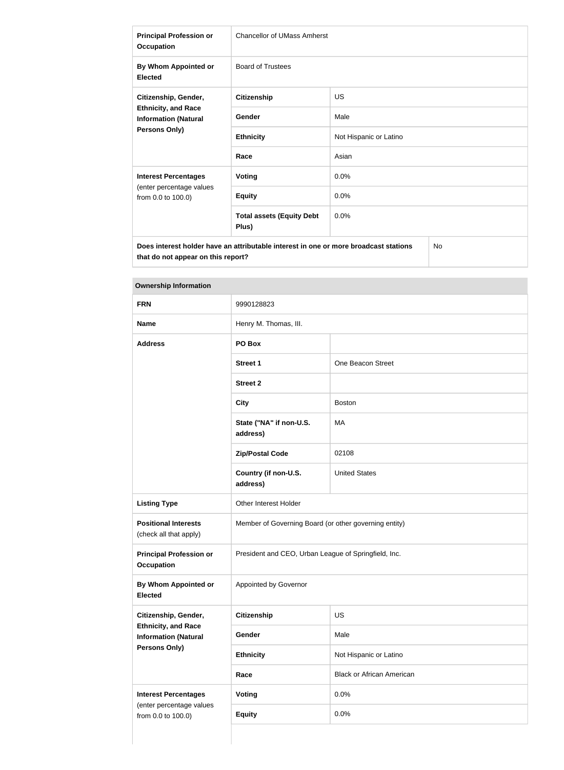| | | |
|---|---|---|
| **Principal Profession or Occupation** | Chancellor of UMass Amherst | |
| **By Whom Appointed or Elected** | Board of Trustees | |
| **Citizenship, Gender, Ethnicity, and Race Information (Natural Persons Only)** | **Citizenship** | US |
| | **Gender** | Male |
| | **Ethnicity** | Not Hispanic or Latino |
| | **Race** | Asian |
| **Interest Percentages** (enter percentage values from 0.0 to 100.0) | **Voting** | 0.0% |
| | **Equity** | 0.0% |
| | **Total assets (Equity Debt Plus)** | 0.0% |
| **Does interest holder have an attributable interest in one or more broadcast stations that do not appear on this report?** | | No |

| **Ownership Information** | | |
|---|---|---|
| **FRN** | 9990128823 | |
| **Name** | Henry M. Thomas, III. | |
| **Address** | **PO Box** | |
| | **Street 1** | One Beacon Street |
| | **Street 2** | |
| | **City** | Boston |
| | **State ("NA" if non-U.S. address)** | MA |
| | **Zip/Postal Code** | 02108 |
| | **Country (if non-U.S. address)** | United States |
| **Listing Type** | Other Interest Holder | |
| **Positional Interests** (check all that apply) | Member of Governing Board (or other governing entity) | |
| **Principal Profession or Occupation** | President and CEO, Urban League of Springfield, Inc. | |
| **By Whom Appointed or Elected** | Appointed by Governor | |
| **Citizenship, Gender, Ethnicity, and Race Information (Natural Persons Only)** | **Citizenship** | US |
| | **Gender** | Male |
| | **Ethnicity** | Not Hispanic or Latino |
| | **Race** | Black or African American |
| **Interest Percentages** (enter percentage values from 0.0 to 100.0) | **Voting** | 0.0% |
| | **Equity** | 0.0% |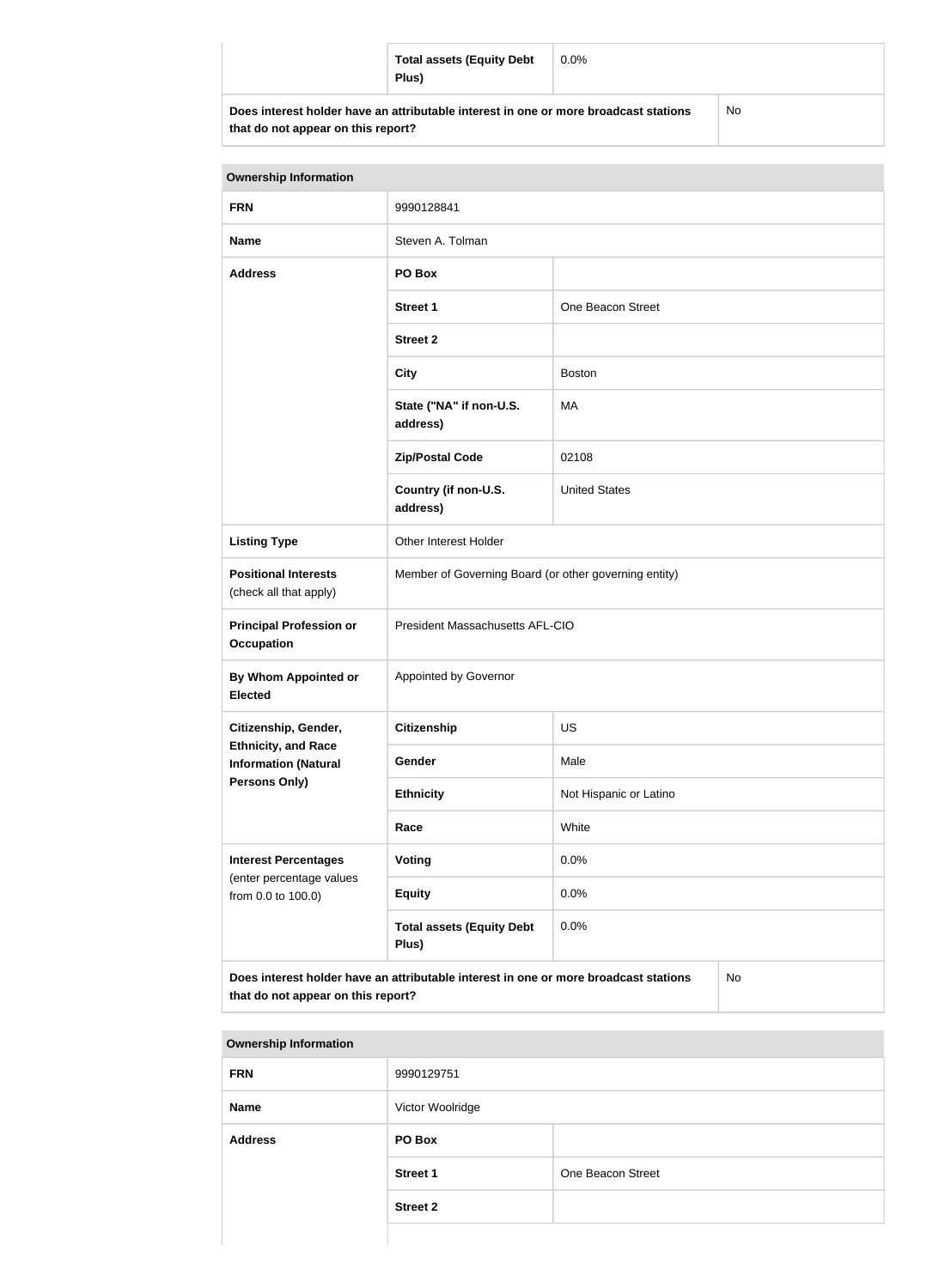| | | |
|---|---|---|
| | **Total assets (Equity Debt Plus)** | 0.0% |
| **Does interest holder have an attributable interest in one or more broadcast stations that do not appear on this report?** | | No |

| **Ownership Information** | | |
|---|---|---|
| **FRN** | 9990128841 | |
| **Name** | Steven A. Tolman | |
| **Address** | **PO Box** | |
| | **Street 1** | One Beacon Street |
| | **Street 2** | |
| | **City** | Boston |
| | **State ("NA" if non-U.S. address)** | MA |
| | **Zip/Postal Code** | 02108 |
| | **Country (if non-U.S. address)** | United States |
| **Listing Type** | Other Interest Holder | |
| **Positional Interests** (check all that apply) | Member of Governing Board (or other governing entity) | |
| **Principal Profession or Occupation** | President Massachusetts AFL-CIO | |
| **By Whom Appointed or Elected** | Appointed by Governor | |
| **Citizenship, Gender, Ethnicity, and Race Information (Natural Persons Only)** | **Citizenship** | US |
| | **Gender** | Male |
| | **Ethnicity** | Not Hispanic or Latino |
| | **Race** | White |
| **Interest Percentages** (enter percentage values from 0.0 to 100.0) | **Voting** | 0.0% |
| | **Equity** | 0.0% |
| | **Total assets (Equity Debt Plus)** | 0.0% |
| **Does interest holder have an attributable interest in one or more broadcast stations that do not appear on this report?** | | No |

| **Ownership Information** | | |
|---|---|---|
| **FRN** | 9990129751 | |
| **Name** | Victor Woolridge | |
| **Address** | **PO Box** | |
| | **Street 1** | One Beacon Street |
| | **Street 2** | |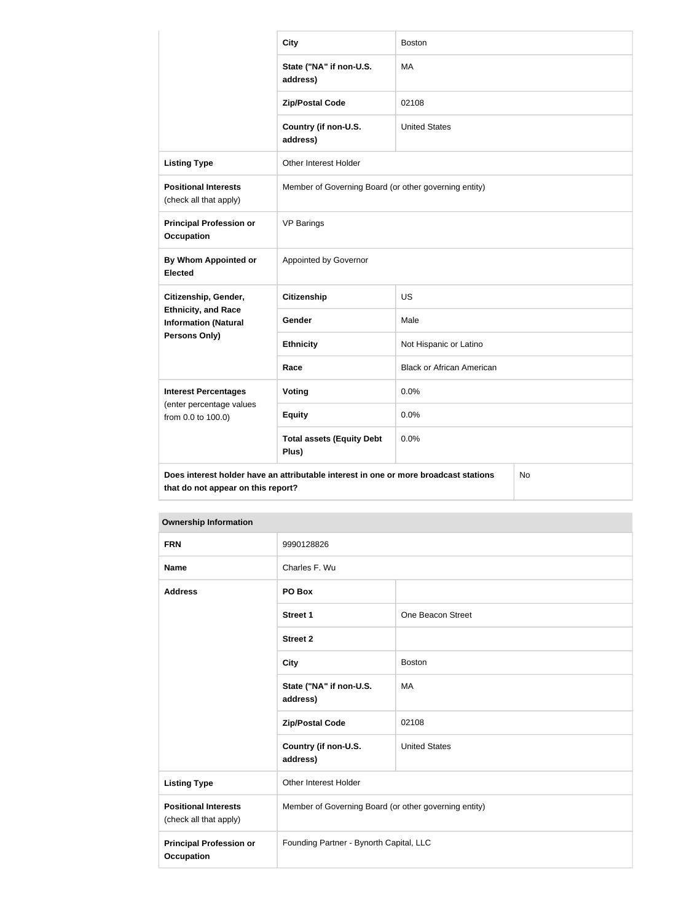| | | |
|---|---|---|
| | **City** | Boston |
| | **State ("NA" if non-U.S. address)** | MA |
| | **Zip/Postal Code** | 02108 |
| | **Country (if non-U.S. address)** | United States |
| **Listing Type** | Other Interest Holder | |
| **Positional Interests** (check all that apply) | Member of Governing Board (or other governing entity) | |
| **Principal Profession or Occupation** | VP Barings | |
| **By Whom Appointed or Elected** | Appointed by Governor | |
| **Citizenship, Gender, Ethnicity, and Race Information (Natural Persons Only)** | **Citizenship** | US |
| | **Gender** | Male |
| | **Ethnicity** | Not Hispanic or Latino |
| | **Race** | Black or African American |
| **Interest Percentages** (enter percentage values from 0.0 to 100.0) | **Voting** | 0.0% |
| | **Equity** | 0.0% |
| | **Total assets (Equity Debt Plus)** | 0.0% |
| **Does interest holder have an attributable interest in one or more broadcast stations that do not appear on this report?** | | No |

**Ownership Information**

| | | |
|---|---|---|
| **FRN** | 9990128826 | |
| **Name** | Charles F. Wu | |
| **Address** | **PO Box** | |
| | **Street 1** | One Beacon Street |
| | **Street 2** | |
| | **City** | Boston |
| | **State ("NA" if non-U.S. address)** | MA |
| | **Zip/Postal Code** | 02108 |
| | **Country (if non-U.S. address)** | United States |
| **Listing Type** | Other Interest Holder | |
| **Positional Interests** (check all that apply) | Member of Governing Board (or other governing entity) | |
| **Principal Profession or Occupation** | Founding Partner - Bynorth Capital, LLC | |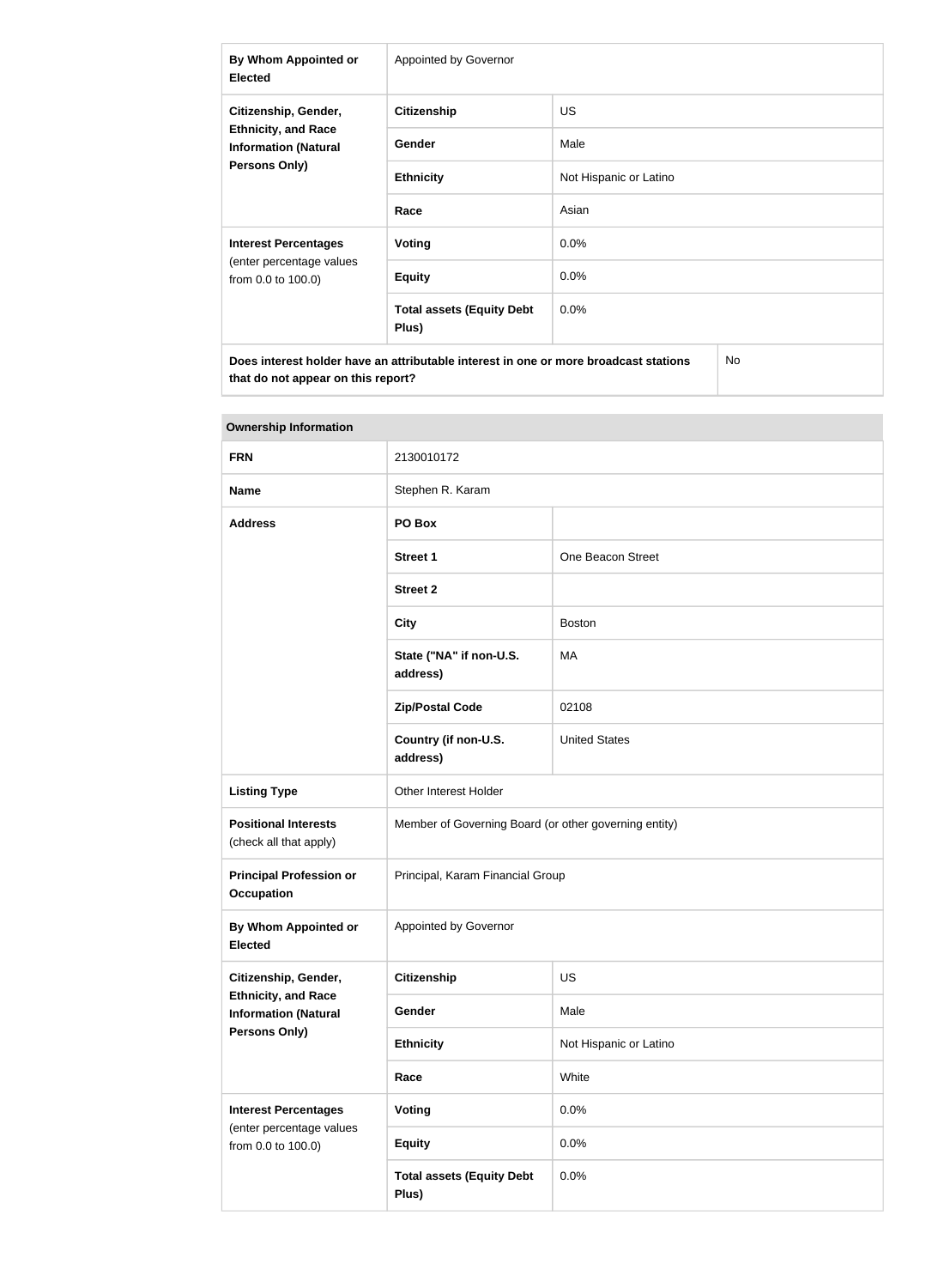| By Whom Appointed or Elected | Appointed by Governor | |
|---|---|---|
| Citizenship, Gender, Ethnicity, and Race Information (Natural Persons Only) | Citizenship | US |
| | Gender | Male |
| | Ethnicity | Not Hispanic or Latino |
| | Race | Asian |
| Interest Percentages (enter percentage values from 0.0 to 100.0) | Voting | 0.0% |
| | Equity | 0.0% |
| | Total assets (Equity Debt Plus) | 0.0% |
| Does interest holder have an attributable interest in one or more broadcast stations that do not appear on this report? | | No |

| Ownership Information | | |
|---|---|---|
| FRN | 2130010172 | |
| Name | Stephen R. Karam | |
| Address | PO Box | |
| | Street 1 | One Beacon Street |
| | Street 2 | |
| | City | Boston |
| | State ("NA" if non-U.S. address) | MA |
| | Zip/Postal Code | 02108 |
| | Country (if non-U.S. address) | United States |
| Listing Type | Other Interest Holder | |
| Positional Interests (check all that apply) | Member of Governing Board (or other governing entity) | |
| Principal Profession or Occupation | Principal, Karam Financial Group | |
| By Whom Appointed or Elected | Appointed by Governor | |
| Citizenship, Gender, Ethnicity, and Race Information (Natural Persons Only) | Citizenship | US |
| | Gender | Male |
| | Ethnicity | Not Hispanic or Latino |
| | Race | White |
| Interest Percentages (enter percentage values from 0.0 to 100.0) | Voting | 0.0% |
| | Equity | 0.0% |
| | Total assets (Equity Debt Plus) | 0.0% |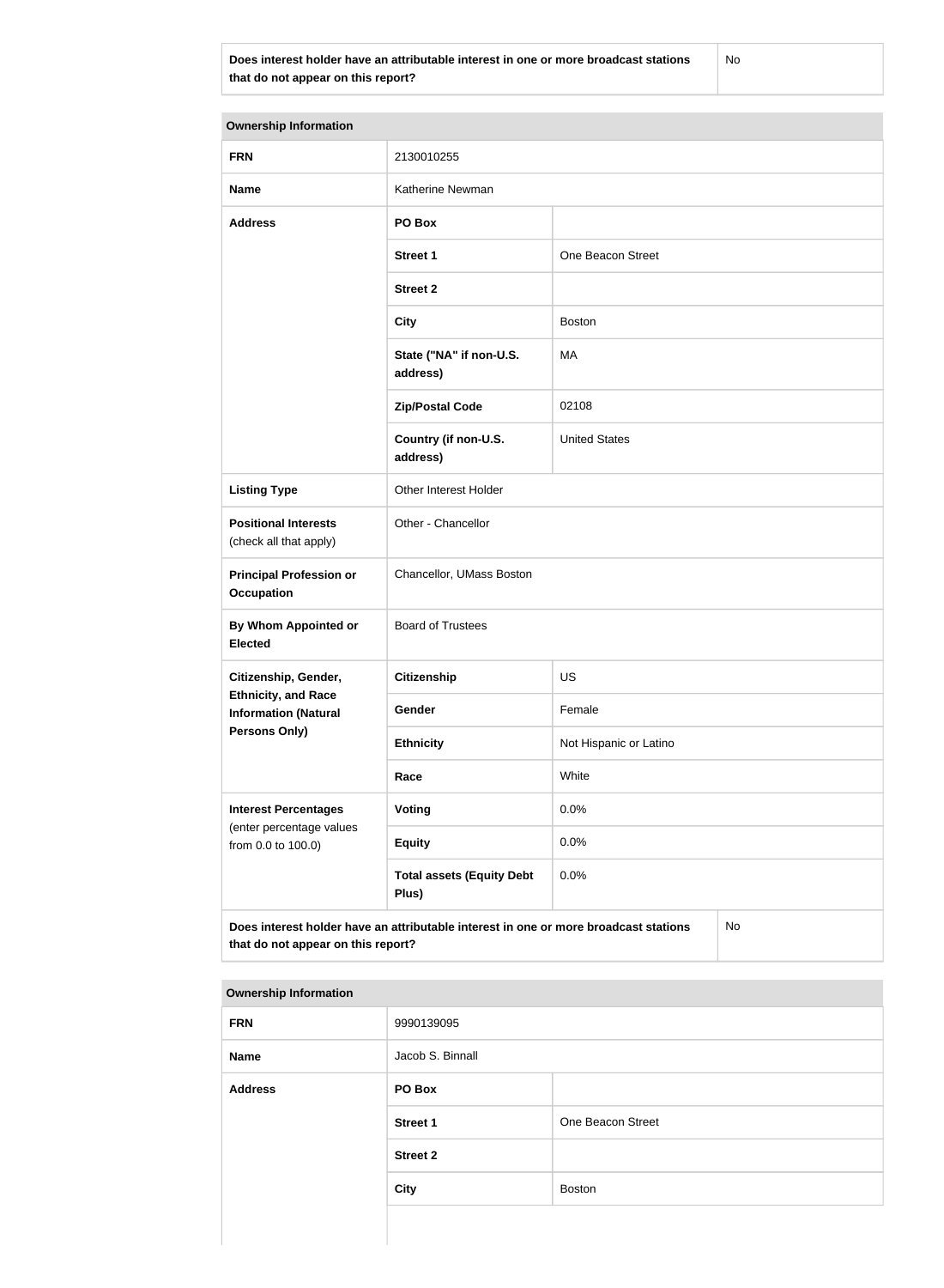| Does interest holder have an attributable interest in one or more broadcast stations that do not appear on this report? | No |
|---|---|

| Ownership Information | | |
|---|---|---|
| **FRN** | 2130010255 | |
| **Name** | Katherine Newman | |
| **Address** | **PO Box** | |
| | **Street 1** | One Beacon Street |
| | **Street 2** | |
| | **City** | Boston |
| | **State ("NA" if non-U.S. address)** | MA |
| | **Zip/Postal Code** | 02108 |
| | **Country (if non-U.S. address)** | United States |
| **Listing Type** | Other Interest Holder | |
| **Positional Interests** (check all that apply) | Other - Chancellor | |
| **Principal Profession or Occupation** | Chancellor, UMass Boston | |
| **By Whom Appointed or Elected** | Board of Trustees | |
| **Citizenship, Gender, Ethnicity, and Race Information (Natural Persons Only)** | **Citizenship** | US |
| | **Gender** | Female |
| | **Ethnicity** | Not Hispanic or Latino |
| | **Race** | White |
| **Interest Percentages** (enter percentage values from 0.0 to 100.0) | **Voting** | 0.0% |
| | **Equity** | 0.0% |
| | **Total assets (Equity Debt Plus)** | 0.0% |
| **Does interest holder have an attributable interest in one or more broadcast stations that do not appear on this report?** | | No |

| Ownership Information | | |
|---|---|---|
| **FRN** | 9990139095 | |
| **Name** | Jacob S. Binnall | |
| **Address** | **PO Box** | |
| | **Street 1** | One Beacon Street |
| | **Street 2** | |
| | **City** | Boston |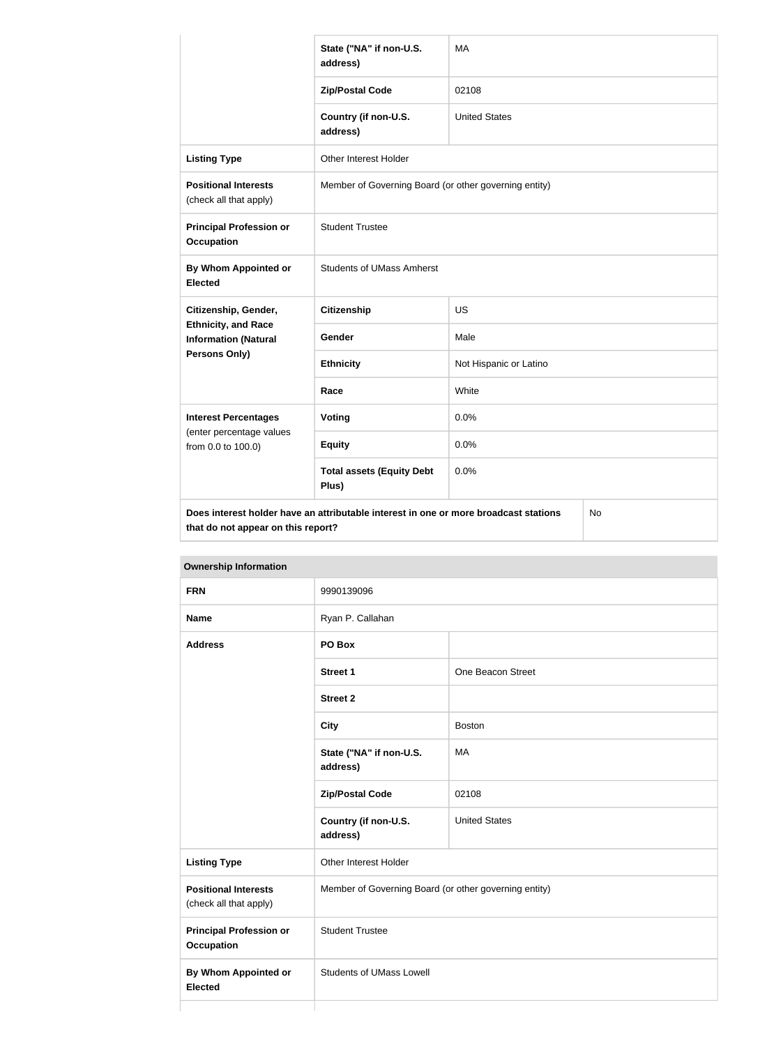| | | |
|---|---|---|
| | State ("NA" if non-U.S. address) | MA |
| | Zip/Postal Code | 02108 |
| | Country (if non-U.S. address) | United States |
| Listing Type | Other Interest Holder | |
| Positional Interests (check all that apply) | Member of Governing Board (or other governing entity) | |
| Principal Profession or Occupation | Student Trustee | |
| By Whom Appointed or Elected | Students of UMass Amherst | |
| Citizenship, Gender, Ethnicity, and Race Information (Natural Persons Only) | Citizenship | US |
| | Gender | Male |
| | Ethnicity | Not Hispanic or Latino |
| | Race | White |
| Interest Percentages (enter percentage values from 0.0 to 100.0) | Voting | 0.0% |
| | Equity | 0.0% |
| | Total assets (Equity Debt Plus) | 0.0% |
| Does interest holder have an attributable interest in one or more broadcast stations that do not appear on this report? | | No |

| Ownership Information | | |
|---|---|---|
| FRN | 9990139096 | |
| Name | Ryan P. Callahan | |
| Address | PO Box | |
| | Street 1 | One Beacon Street |
| | Street 2 | |
| | City | Boston |
| | State ("NA" if non-U.S. address) | MA |
| | Zip/Postal Code | 02108 |
| | Country (if non-U.S. address) | United States |
| Listing Type | Other Interest Holder | |
| Positional Interests (check all that apply) | Member of Governing Board (or other governing entity) | |
| Principal Profession or Occupation | Student Trustee | |
| By Whom Appointed or Elected | Students of UMass Lowell | |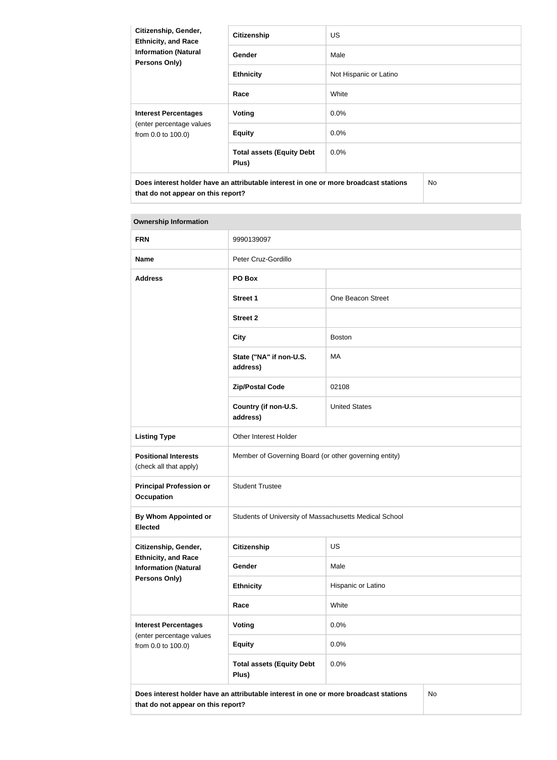| Citizenship, Gender, Ethnicity, and Race Information (Natural Persons Only) | Citizenship | US |
|---|---|---|
| | Gender | Male |
| | Ethnicity | Not Hispanic or Latino |
| | Race | White |
| Interest Percentages (enter percentage values from 0.0 to 100.0) | Voting | 0.0% |
| | Equity | 0.0% |
| | Total assets (Equity Debt Plus) | 0.0% |
| Does interest holder have an attributable interest in one or more broadcast stations that do not appear on this report? | | No |

| Ownership Information | | |
|---|---|---|
| FRN | 9990139097 | |
| Name | Peter Cruz-Gordillo | |
| Address | PO Box | |
| | Street 1 | One Beacon Street |
| | Street 2 | |
| | City | Boston |
| | State ("NA" if non-U.S. address) | MA |
| | Zip/Postal Code | 02108 |
| | Country (if non-U.S. address) | United States |
| Listing Type | Other Interest Holder | |
| Positional Interests (check all that apply) | Member of Governing Board (or other governing entity) | |
| Principal Profession or Occupation | Student Trustee | |
| By Whom Appointed or Elected | Students of University of Massachusetts Medical School | |
| Citizenship, Gender, Ethnicity, and Race Information (Natural Persons Only) | Citizenship | US |
| | Gender | Male |
| | Ethnicity | Hispanic or Latino |
| | Race | White |
| Interest Percentages (enter percentage values from 0.0 to 100.0) | Voting | 0.0% |
| | Equity | 0.0% |
| | Total assets (Equity Debt Plus) | 0.0% |
| Does interest holder have an attributable interest in one or more broadcast stations that do not appear on this report? | | No |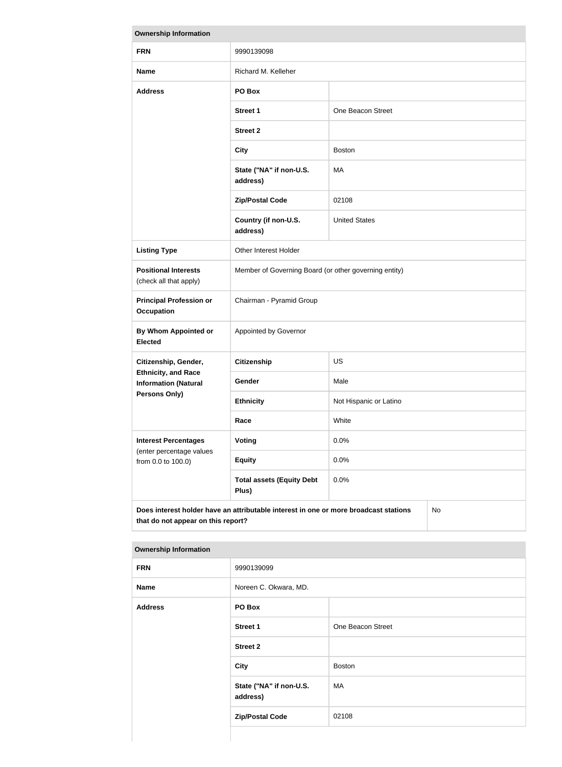| Ownership Information | | |
|---|---|---|
| **FRN** | 9990139098 | |
| **Name** | Richard M. Kelleher | |
| **Address** | **PO Box** | |
| | **Street 1** | One Beacon Street |
| | **Street 2** | |
| | **City** | Boston |
| | **State ("NA" if non-U.S. address)** | MA |
| | **Zip/Postal Code** | 02108 |
| | **Country (if non-U.S. address)** | United States |
| **Listing Type** | Other Interest Holder | |
| **Positional Interests** (check all that apply) | Member of Governing Board (or other governing entity) | |
| **Principal Profession or Occupation** | Chairman - Pyramid Group | |
| **By Whom Appointed or Elected** | Appointed by Governor | |
| **Citizenship, Gender, Ethnicity, and Race Information (Natural Persons Only)** | **Citizenship** | US |
| | **Gender** | Male |
| | **Ethnicity** | Not Hispanic or Latino |
| | **Race** | White |
| **Interest Percentages** (enter percentage values from 0.0 to 100.0) | **Voting** | 0.0% |
| | **Equity** | 0.0% |
| | **Total assets (Equity Debt Plus)** | 0.0% |
| **Does interest holder have an attributable interest in one or more broadcast stations that do not appear on this report?** | | No |

| Ownership Information | | |
|---|---|---|
| **FRN** | 9990139099 | |
| **Name** | Noreen C. Okwara, MD. | |
| **Address** | **PO Box** | |
| | **Street 1** | One Beacon Street |
| | **Street 2** | |
| | **City** | Boston |
| | **State ("NA" if non-U.S. address)** | MA |
| | **Zip/Postal Code** | 02108 |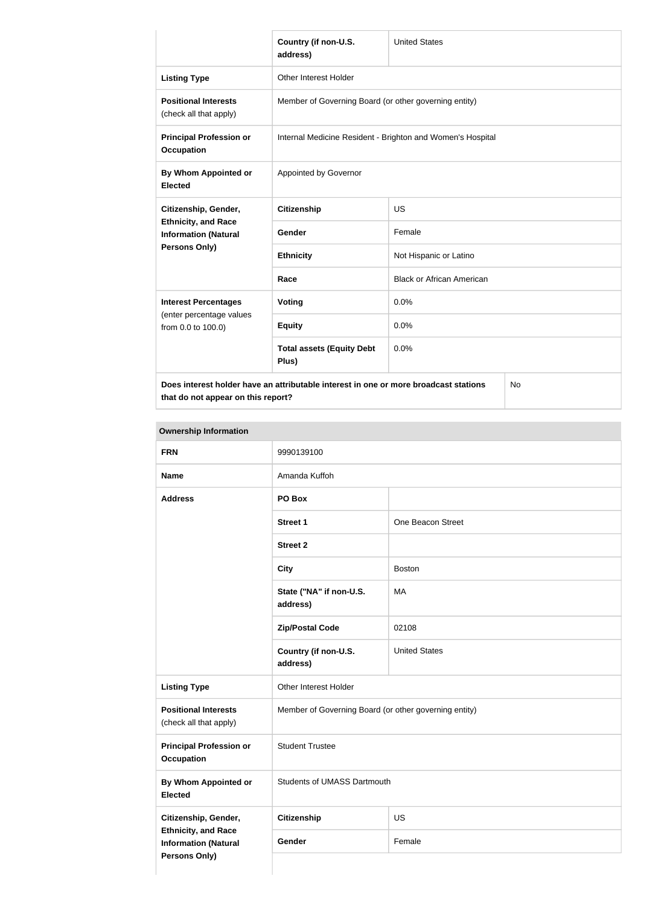| | Country (if non-U.S. address) | United States |
|---|---|---|
| **Listing Type** | Other Interest Holder | |
| **Positional Interests** (check all that apply) | Member of Governing Board (or other governing entity) | |
| **Principal Profession or Occupation** | Internal Medicine Resident - Brighton and Women's Hospital | |
| **By Whom Appointed or Elected** | Appointed by Governor | |
| **Citizenship, Gender, Ethnicity, and Race Information (Natural Persons Only)** | **Citizenship** | US |
| | **Gender** | Female |
| | **Ethnicity** | Not Hispanic or Latino |
| | **Race** | Black or African American |
| **Interest Percentages** (enter percentage values from 0.0 to 100.0) | **Voting** | 0.0% |
| | **Equity** | 0.0% |
| | **Total assets (Equity Debt Plus)** | 0.0% |
| **Does interest holder have an attributable interest in one or more broadcast stations that do not appear on this report?** | | No |

| Ownership Information | | |
|---|---|---|
| **FRN** | 9990139100 | |
| **Name** | Amanda Kuffoh | |
| **Address** | **PO Box** | |
| | **Street 1** | One Beacon Street |
| | **Street 2** | |
| | **City** | Boston |
| | **State ("NA" if non-U.S. address)** | MA |
| | **Zip/Postal Code** | 02108 |
| | **Country (if non-U.S. address)** | United States |
| **Listing Type** | Other Interest Holder | |
| **Positional Interests** (check all that apply) | Member of Governing Board (or other governing entity) | |
| **Principal Profession or Occupation** | Student Trustee | |
| **By Whom Appointed or Elected** | Students of UMASS Dartmouth | |
| **Citizenship, Gender, Ethnicity, and Race Information (Natural Persons Only)** | **Citizenship** | US |
| | **Gender** | Female |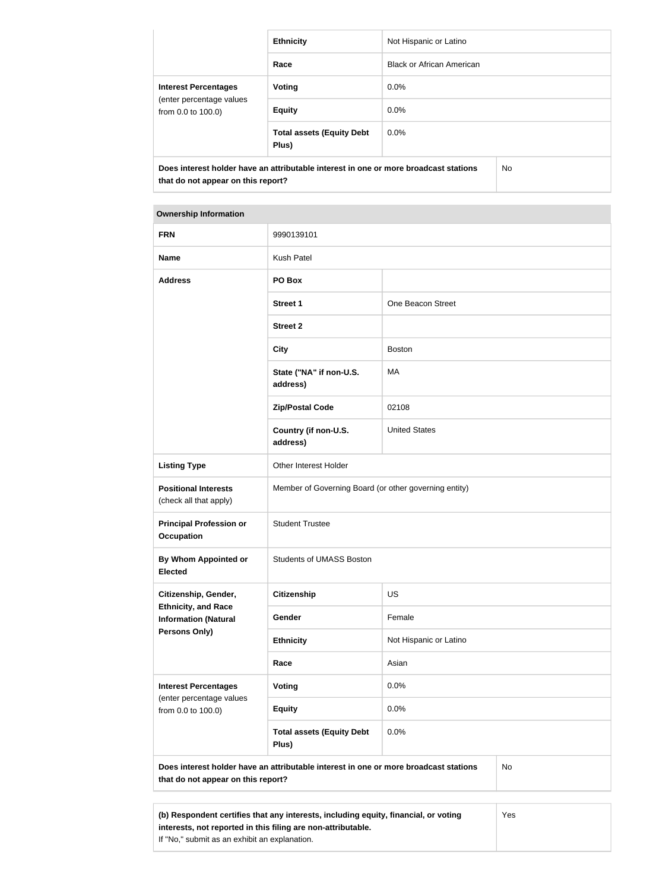| | | |
|---|---|---|
| | **Ethnicity** | Not Hispanic or Latino |
| | **Race** | Black or African American |
| **Interest Percentages** (enter percentage values from 0.0 to 100.0) | **Voting** | 0.0% |
| | **Equity** | 0.0% |
| | **Total assets (Equity Debt Plus)** | 0.0% |
| **Does interest holder have an attributable interest in one or more broadcast stations that do not appear on this report?** | | No |

| **Ownership Information** | | |
|---|---|---|
| **FRN** | 9990139101 | |
| **Name** | Kush Patel | |
| **Address** | **PO Box** | |
| | **Street 1** | One Beacon Street |
| | **Street 2** | |
| | **City** | Boston |
| | **State ("NA" if non-U.S. address)** | MA |
| | **Zip/Postal Code** | 02108 |
| | **Country (if non-U.S. address)** | United States |
| **Listing Type** | Other Interest Holder | |
| **Positional Interests** (check all that apply) | Member of Governing Board (or other governing entity) | |
| **Principal Profession or Occupation** | Student Trustee | |
| **By Whom Appointed or Elected** | Students of UMASS Boston | |
| **Citizenship, Gender, Ethnicity, and Race Information (Natural Persons Only)** | **Citizenship** | US |
| | **Gender** | Female |
| | **Ethnicity** | Not Hispanic or Latino |
| | **Race** | Asian |
| **Interest Percentages** (enter percentage values from 0.0 to 100.0) | **Voting** | 0.0% |
| | **Equity** | 0.0% |
| | **Total assets (Equity Debt Plus)** | 0.0% |
| **Does interest holder have an attributable interest in one or more broadcast stations that do not appear on this report?** | | No |

| | |
|---|---|
| **(b) Respondent certifies that any interests, including equity, financial, or voting interests, not reported in this filing are non-attributable.** If "No," submit as an exhibit an explanation. | Yes |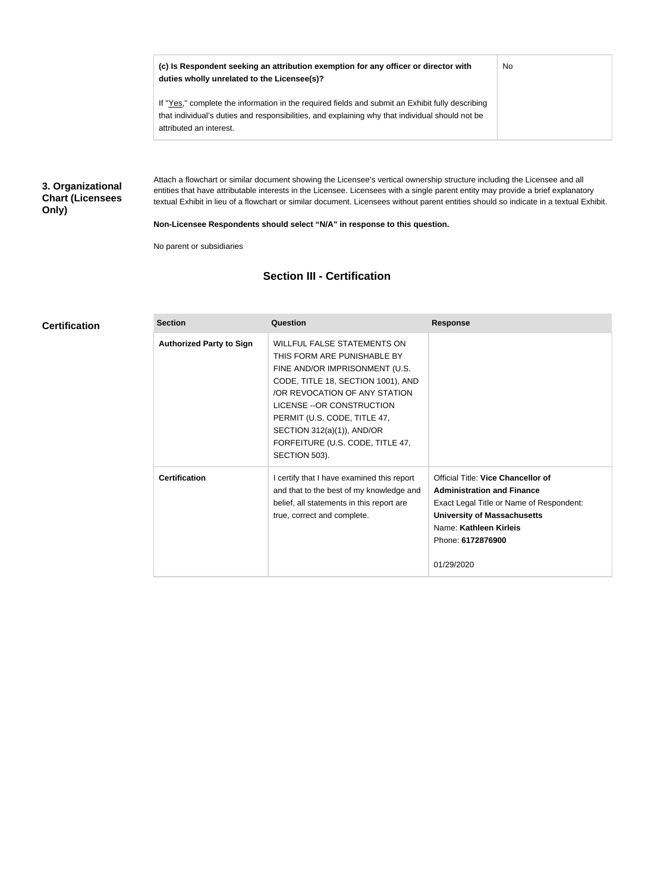| | |
|---|---|
| **(c) Is Respondent seeking an attribution exemption for any officer or director with duties wholly unrelated to the Licensee(s)?**<br><br>If "Yes," complete the information in the required fields and submit an Exhibit fully describing that individual's duties and responsibilities, and explaining why that individual should not be attributed an interest. | No |

**3. Organizational Chart (Licensees Only)**

Attach a flowchart or similar document showing the Licensee's vertical ownership structure including the Licensee and all entities that have attributable interests in the Licensee. Licensees with a single parent entity may provide a brief explanatory textual Exhibit in lieu of a flowchart or similar document. Licensees without parent entities should so indicate in a textual Exhibit.

**Non-Licensee Respondents should select "N/A" in response to this question.**

No parent or subsidiaries

## Section III - Certification

**Certification**

| Section | Question | Response |
|---|---|---|
| **Authorized Party to Sign** | WILLFUL FALSE STATEMENTS ON THIS FORM ARE PUNISHABLE BY FINE AND/OR IMPRISONMENT (U.S. CODE, TITLE 18, SECTION 1001), AND /OR REVOCATION OF ANY STATION LICENSE --OR CONSTRUCTION PERMIT (U.S. CODE, TITLE 47, SECTION 312(a)(1)), AND/OR FORFEITURE (U.S. CODE, TITLE 47, SECTION 503). | |
| **Certification** | I certify that I have examined this report and that to the best of my knowledge and belief, all statements in this report are true, correct and complete. | Official Title: **Vice Chancellor of Administration and Finance**<br>Exact Legal Title or Name of Respondent: **University of Massachusetts**<br>Name: **Kathleen Kirleis**<br>Phone: **6172876900**<br><br>01/29/2020 |